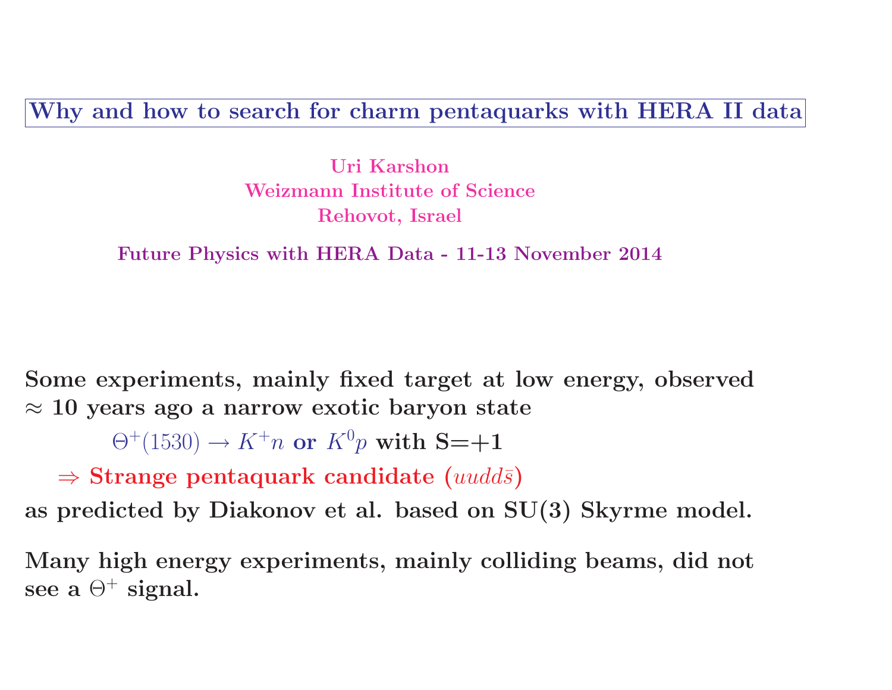# Why and how to search for charm pentaquarks with HERA II data

**Uri Karshon**
**Weizmann Institute of Science**
**Rehovot, Israel**

**Future Physics with HERA Data - 11-13 November 2014**

**Some experiments, mainly fixed target at low energy, observed $\approx$ 10 years ago a narrow exotic baryon state**

$\Theta^+(1530) \rightarrow K^+n$ **or** $K^0p$ **with S=+1**

**$\Rightarrow$ Strange pentaquark candidate ($uudd\bar{s}$)**

**as predicted by Diakonov et al. based on SU(3) Skyrme model.**

**Many high energy experiments, mainly colliding beams, did not see a $\Theta^+$ signal.**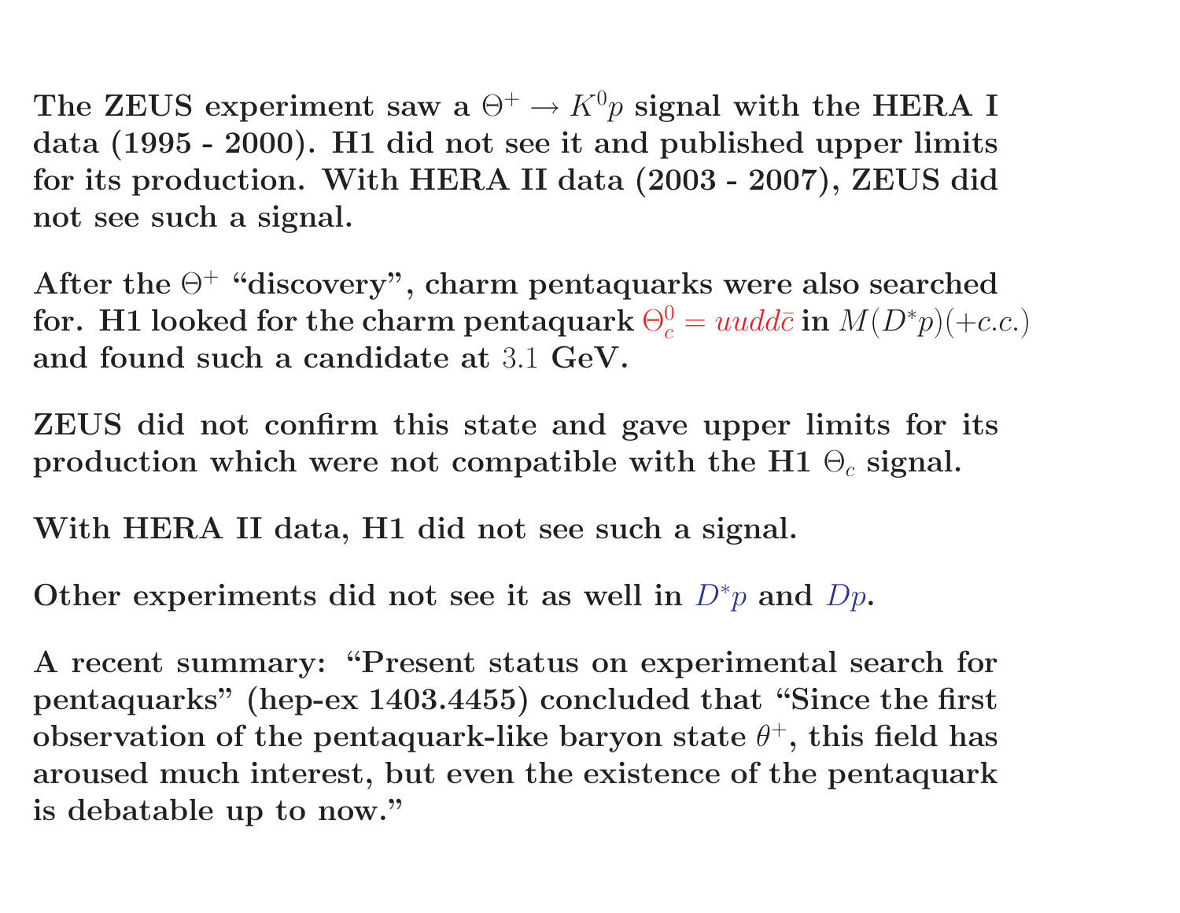**The ZEUS experiment saw a $\Theta^+ \rightarrow K^0 p$ signal with the HERA I data (1995 - 2000). H1 did not see it and published upper limits for its production. With HERA II data (2003 - 2007), ZEUS did not see such a signal.**

**After the $\Theta^+$ "discovery", charm pentaquarks were also searched for. H1 looked for the charm pentaquark $\Theta_c^0 = uudd\bar{c}$ in $M(D^*p)(+c.c.)$ and found such a candidate at $3.1$ GeV.**

**ZEUS did not confirm this state and gave upper limits for its production which were not compatible with the H1 $\Theta_c$ signal.**

**With HERA II data, H1 did not see such a signal.**

**Other experiments did not see it as well in $D^*p$ and $Dp$.**

**A recent summary: "Present status on experimental search for pentaquarks" (hep-ex 1403.4455) concluded that "Since the first observation of the pentaquark-like baryon state $\theta^+$, this field has aroused much interest, but even the existence of the pentaquark is debatable up to now."**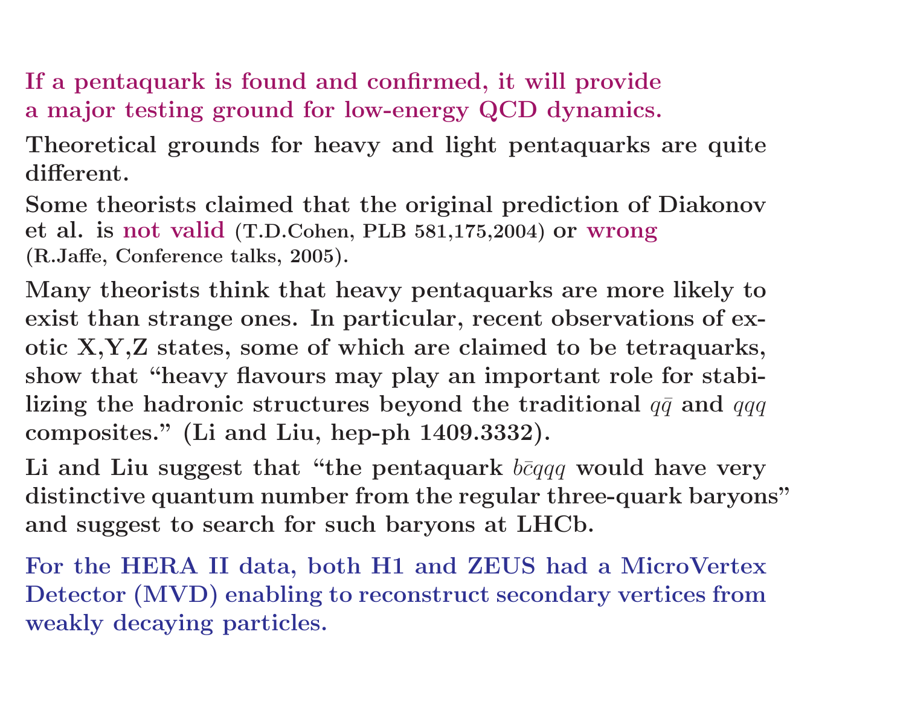**If a pentaquark is found and confirmed, it will provide a major testing ground for low-energy QCD dynamics.**

**Theoretical grounds for heavy and light pentaquarks are quite different.**

**Some theorists claimed that the original prediction of Diakonov et al. is not valid (T.D.Cohen, PLB 581,175,2004) or wrong (R.Jaffe, Conference talks, 2005).**

**Many theorists think that heavy pentaquarks are more likely to exist than strange ones. In particular, recent observations of exotic X,Y,Z states, some of which are claimed to be tetraquarks, show that "heavy flavours may play an important role for stabilizing the hadronic structures beyond the traditional $q\bar{q}$ and $qqq$ composites." (Li and Liu, hep-ph 1409.3332).**

**Li and Liu suggest that "the pentaquark $b\bar{c}qqq$ would have very distinctive quantum number from the regular three-quark baryons" and suggest to search for such baryons at LHCb.**

**For the HERA II data, both H1 and ZEUS had a MicroVertex Detector (MVD) enabling to reconstruct secondary vertices from weakly decaying particles.**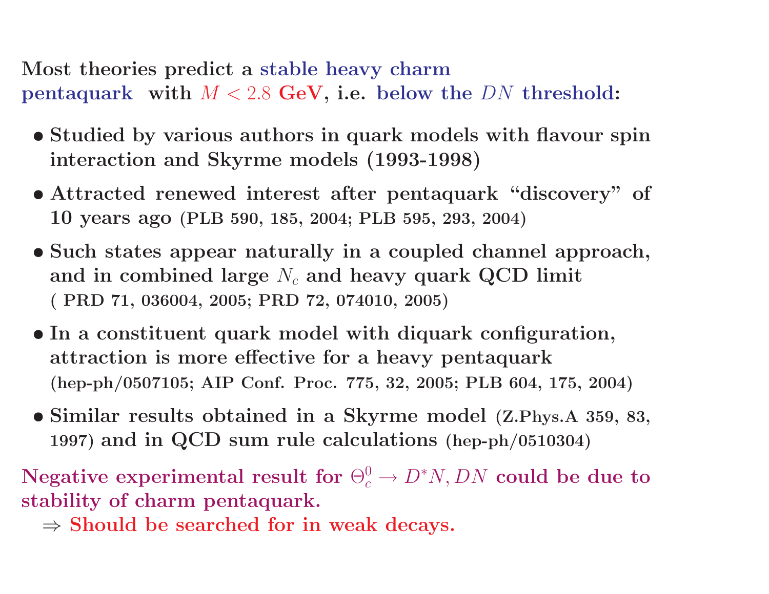**Most theories predict a stable heavy charm pentaquark with $M < 2.8$ GeV, i.e. below the $DN$ threshold:**

- **Studied by various authors in quark models with flavour spin interaction and Skyrme models (1993-1998)**
- **Attracted renewed interest after pentaquark "discovery" of 10 years ago** (PLB 590, 185, 2004; PLB 595, 293, 2004)
- **Such states appear naturally in a coupled channel approach, and in combined large $N_c$ and heavy quark QCD limit** ( PRD 71, 036004, 2005; PRD 72, 074010, 2005)
- **In a constituent quark model with diquark configuration, attraction is more effective for a heavy pentaquark** (hep-ph/0507105; AIP Conf. Proc. 775, 32, 2005; PLB 604, 175, 2004)
- **Similar results obtained in a Skyrme model** (Z.Phys.A 359, 83, 1997) **and in QCD sum rule calculations** (hep-ph/0510304)

**Negative experimental result for $\Theta_c^0 \to D^* N, DN$ could be due to stability of charm pentaquark.**

$\Rightarrow$ **Should be searched for in weak decays.**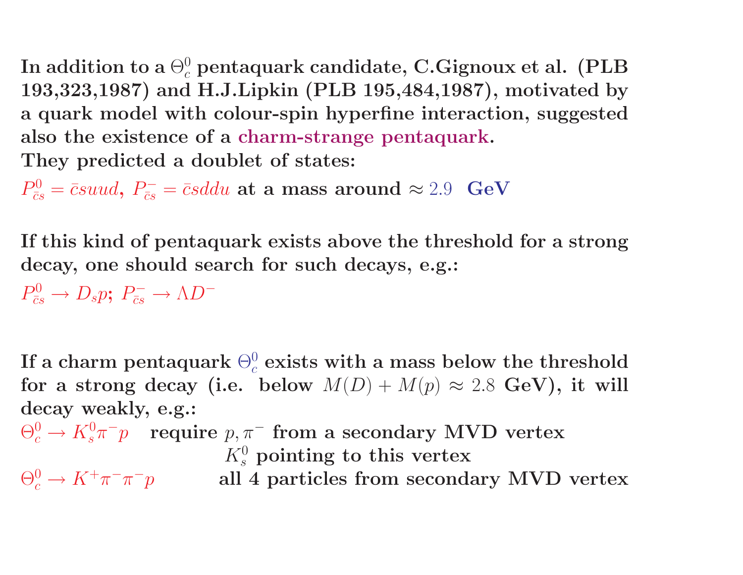**In addition to a $\Theta_c^0$ pentaquark candidate, C.Gignoux et al. (PLB 193,323,1987) and H.J.Lipkin (PLB 195,484,1987), motivated by a quark model with colour-spin hyperfine interaction, suggested also the existence of a charm-strange pentaquark.**
**They predicted a doublet of states:**

$P_{\bar{c}s}^0 = \bar{c}suud$, $P_{\bar{c}s}^- = \bar{c}sddu$ **at a mass around** $\approx 2.9$ **GeV**

**If this kind of pentaquark exists above the threshold for a strong decay, one should search for such decays, e.g.:**

$P_{\bar{c}s}^0 \rightarrow D_s p$; $P_{\bar{c}s}^- \rightarrow \Lambda D^-$

**If a charm pentaquark $\Theta_c^0$ exists with a mass below the threshold for a strong decay (i.e. below $M(D) + M(p) \approx 2.8$ GeV), it will decay weakly, e.g.:**

$\Theta_c^0 \rightarrow K_s^0 \pi^- p$ **require $p, \pi^-$ from a secondary MVD vertex**
**$K_s^0$ pointing to this vertex**

$\Theta_c^0 \rightarrow K^+ \pi^- \pi^- p$ **all 4 particles from secondary MVD vertex**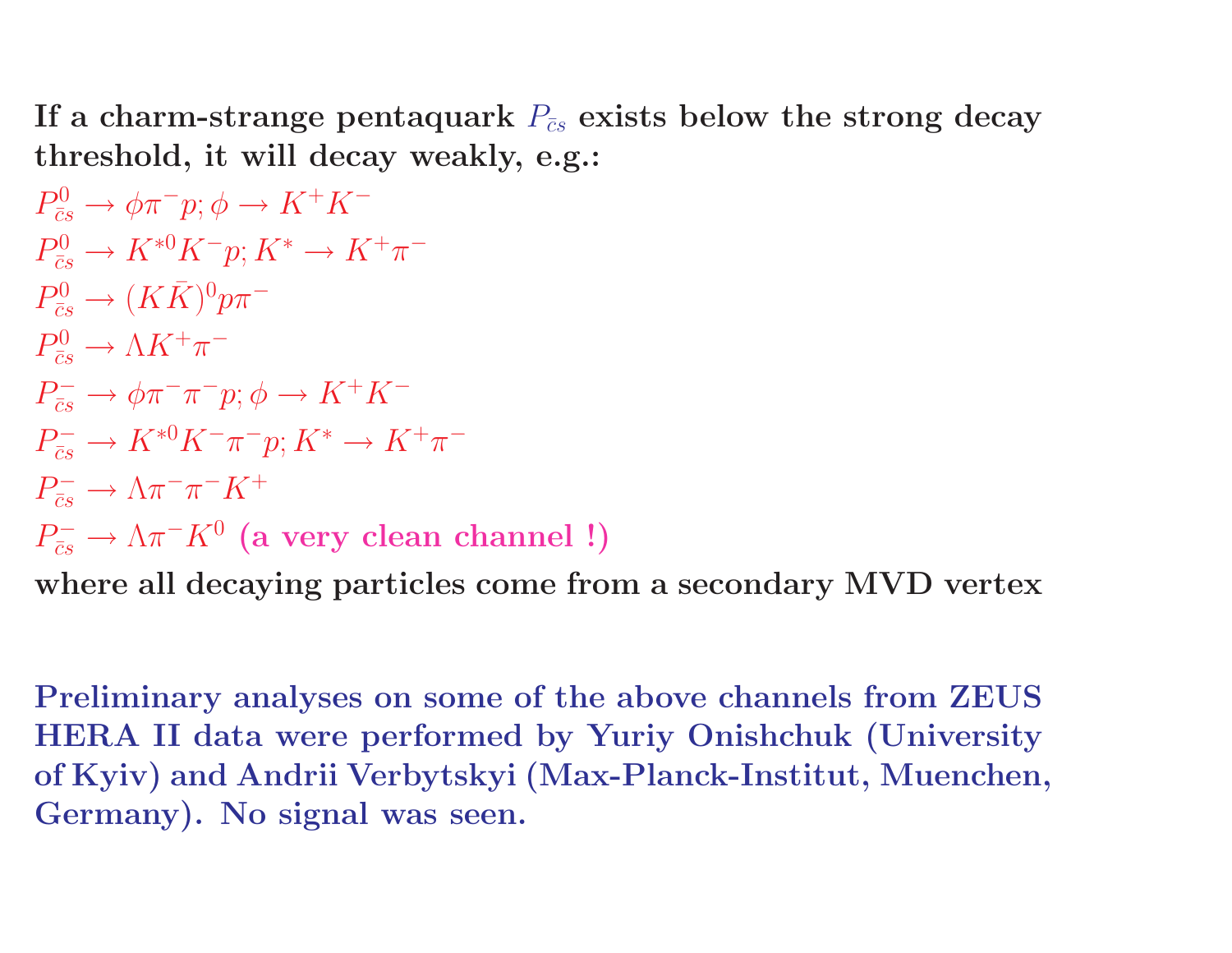**If a charm-strange pentaquark $P_{\bar{c}s}$ exists below the strong decay threshold, it will decay weakly, e.g.:**

$P^0_{\bar{c}s} \to \phi\pi^- p; \phi \to K^+K^-$

$P^0_{\bar{c}s} \to K^{*0}K^- p; K^* \to K^+\pi^-$

$P^0_{\bar{c}s} \to (K\bar{K})^0 p\pi^-$

$P^0_{\bar{c}s} \to \Lambda K^+\pi^-$

$P^-_{\bar{c}s} \to \phi\pi^-\pi^- p; \phi \to K^+K^-$

$P^-_{\bar{c}s} \to K^{*0}K^-\pi^- p; K^* \to K^+\pi^-$

$P^-_{\bar{c}s} \to \Lambda\pi^-\pi^- K^+$

$P^-_{\bar{c}s} \to \Lambda\pi^- K^0$ **(a very clean channel !)**

**where all decaying particles come from a secondary MVD vertex**

**Preliminary analyses on some of the above channels from ZEUS HERA II data were performed by Yuriy Onishchuk (University of Kyiv) and Andrii Verbytskyi (Max-Planck-Institut, Muenchen, Germany). No signal was seen.**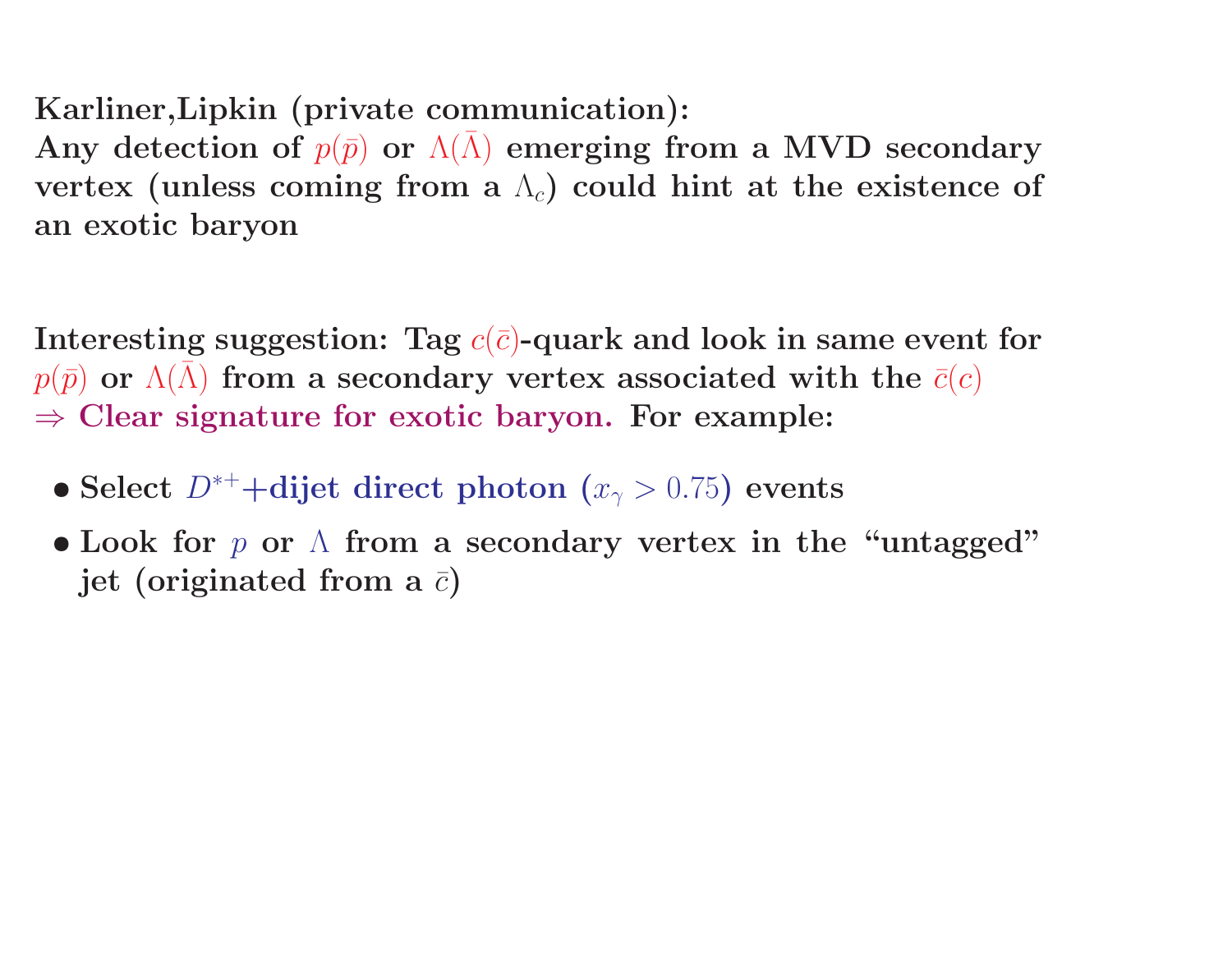**Karliner,Lipkin (private communication):**
**Any detection of $p(\bar{p})$ or $\Lambda(\bar{\Lambda})$ emerging from a MVD secondary vertex (unless coming from a $\Lambda_c$) could hint at the existence of an exotic baryon**

**Interesting suggestion: Tag $c(\bar{c})$-quark and look in same event for $p(\bar{p})$ or $\Lambda(\bar{\Lambda})$ from a secondary vertex associated with the $\bar{c}(c)$**
**$\Rightarrow$ Clear signature for exotic baryon. For example:**

- **Select $D^{*+}$+dijet direct photon ($x_\gamma > 0.75$) events**
- **Look for $p$ or $\Lambda$ from a secondary vertex in the "untagged" jet (originated from a $\bar{c}$)**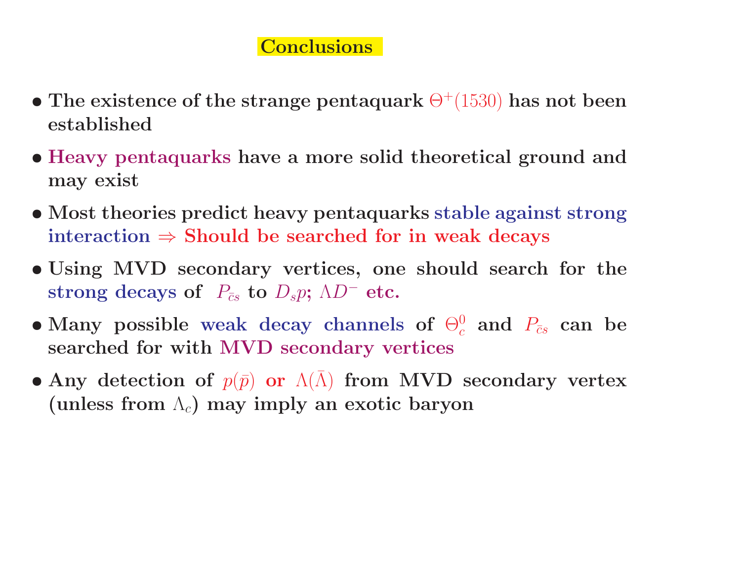# Conclusions

- The existence of the strange pentaquark $\Theta^+(1530)$ has not been established
- Heavy pentaquarks have a more solid theoretical ground and may exist
- Most theories predict heavy pentaquarks stable against strong interaction $\Rightarrow$ Should be searched for in weak decays
- Using MVD secondary vertices, one should search for the strong decays of $P_{\bar{c}s}$ to $D_s p$; $\Lambda D^-$ etc.
- Many possible weak decay channels of $\Theta_c^0$ and $P_{\bar{c}s}$ can be searched for with MVD secondary vertices
- Any detection of $p(\bar{p})$ or $\Lambda(\bar{\Lambda})$ from MVD secondary vertex (unless from $\Lambda_c$) may imply an exotic baryon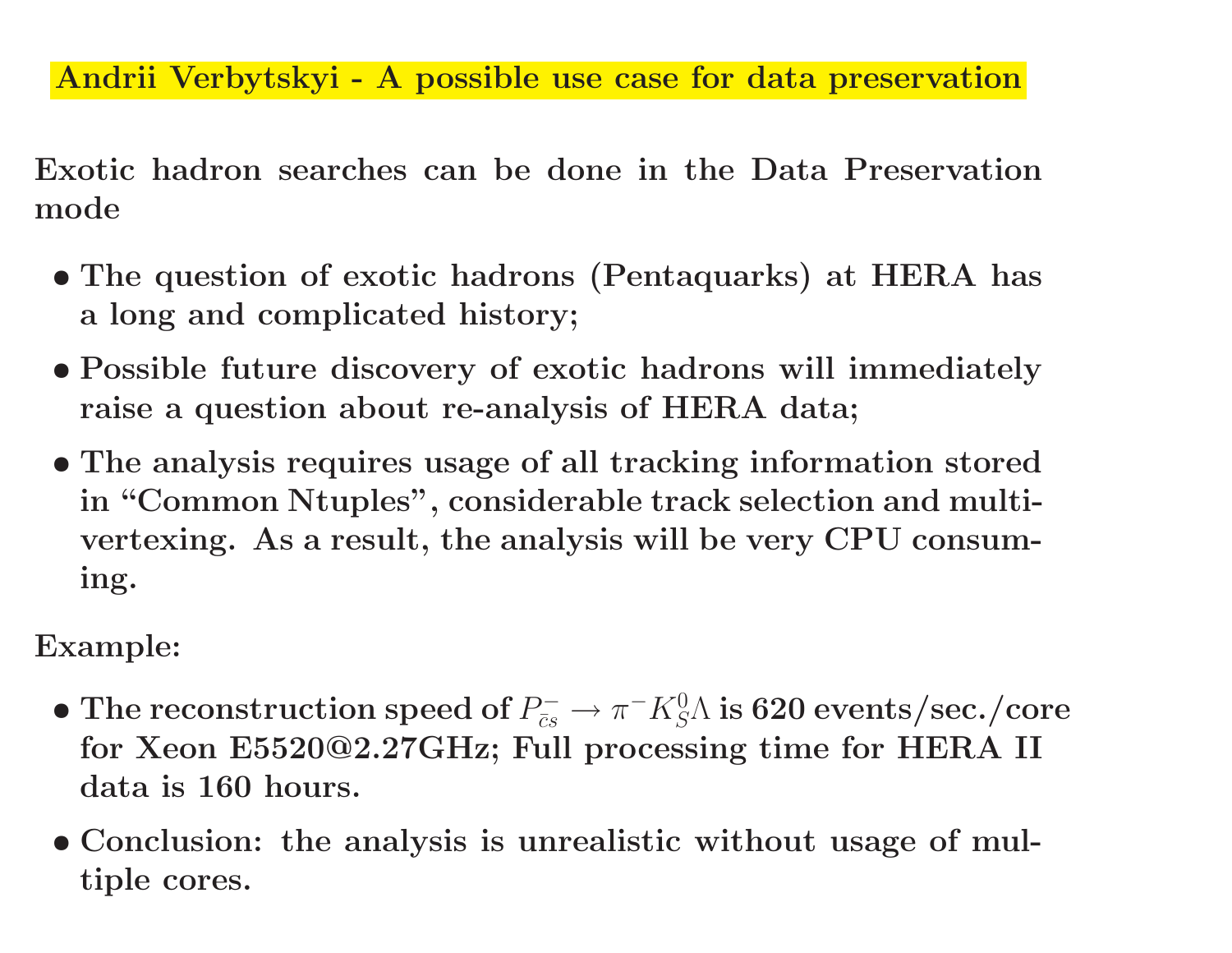## Andrii Verbytskyi - A possible use case for data preservation

**Exotic hadron searches can be done in the Data Preservation mode**

- **The question of exotic hadrons (Pentaquarks) at HERA has a long and complicated history;**
- **Possible future discovery of exotic hadrons will immediately raise a question about re-analysis of HERA data;**
- **The analysis requires usage of all tracking information stored in "Common Ntuples", considerable track selection and multi-vertexing. As a result, the analysis will be very CPU consuming.**

**Example:**

- **The reconstruction speed of $P^{-}_{\bar{c}s} \rightarrow \pi^{-} K^{0}_{S} \Lambda$ is 620 events/sec./core for Xeon E5520@2.27GHz; Full processing time for HERA II data is 160 hours.**
- **Conclusion: the analysis is unrealistic without usage of multiple cores.**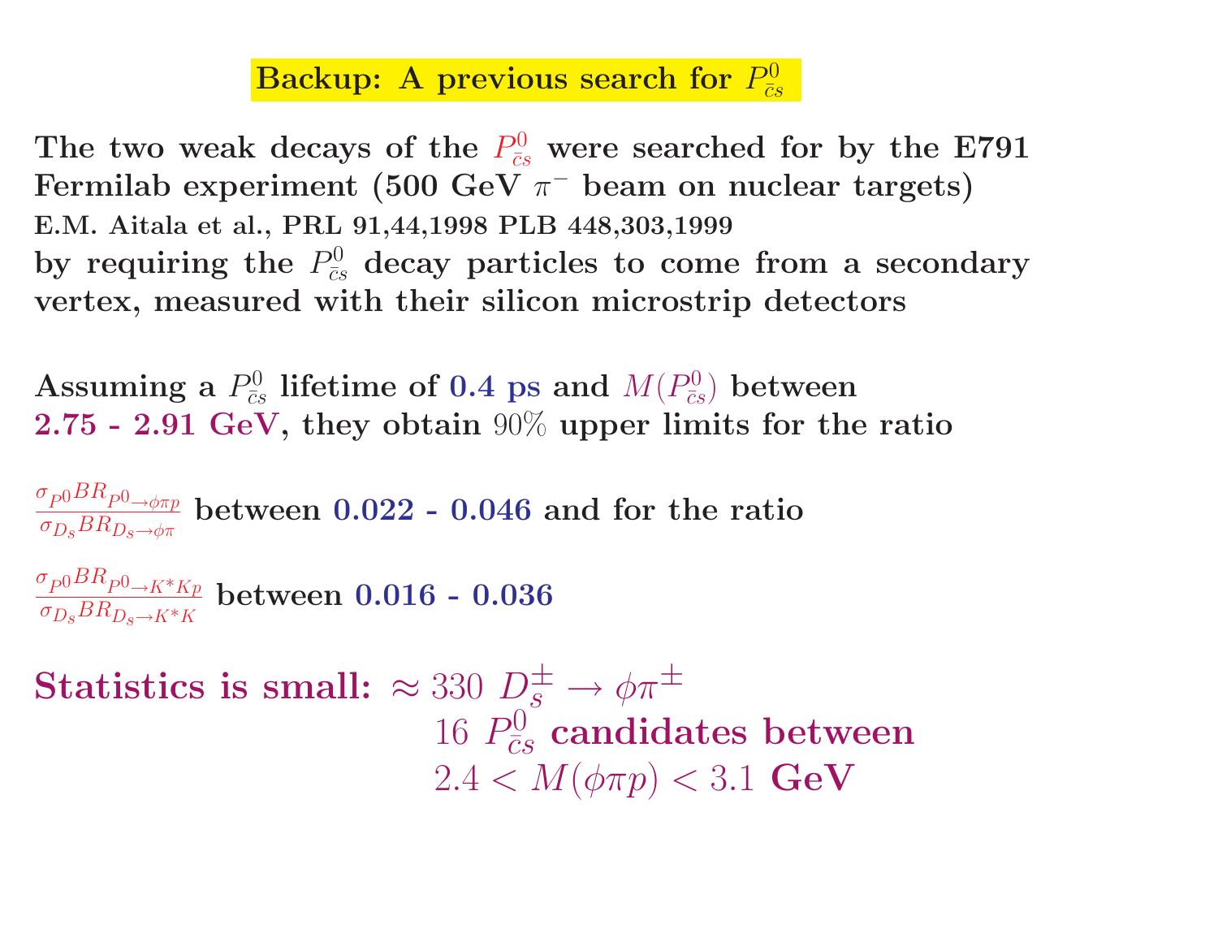## Backup: A previous search for $P^0_{\bar{c}s}$

**The two weak decays of the $P^0_{\bar{c}s}$ were searched for by the E791 Fermilab experiment (500 GeV $\pi^-$ beam on nuclear targets)**
**E.M. Aitala et al., PRL 91,44,1998 PLB 448,303,1999**
**by requiring the $P^0_{\bar{c}s}$ decay particles to come from a secondary vertex, measured with their silicon microstrip detectors**

**Assuming a $P^0_{\bar{c}s}$ lifetime of 0.4 ps and $M(P^0_{\bar{c}s})$ between 2.75 - 2.91 GeV, they obtain 90% upper limits for the ratio**

$\frac{\sigma_{P^0} BR_{P^0 \to \phi\pi p}}{\sigma_{D_s} BR_{D_s \to \phi\pi}}$ **between 0.022 - 0.046 and for the ratio**

$\frac{\sigma_{P^0} BR_{P^0 \to K^* K p}}{\sigma_{D_s} BR_{D_s \to K^* K}}$ **between 0.016 - 0.036**

**Statistics is small:** $\approx 330\ D_s^\pm \to \phi\pi^\pm$
$16\ P^0_{\bar{c}s}$ **candidates between**
$2.4 < M(\phi\pi p) < 3.1$ **GeV**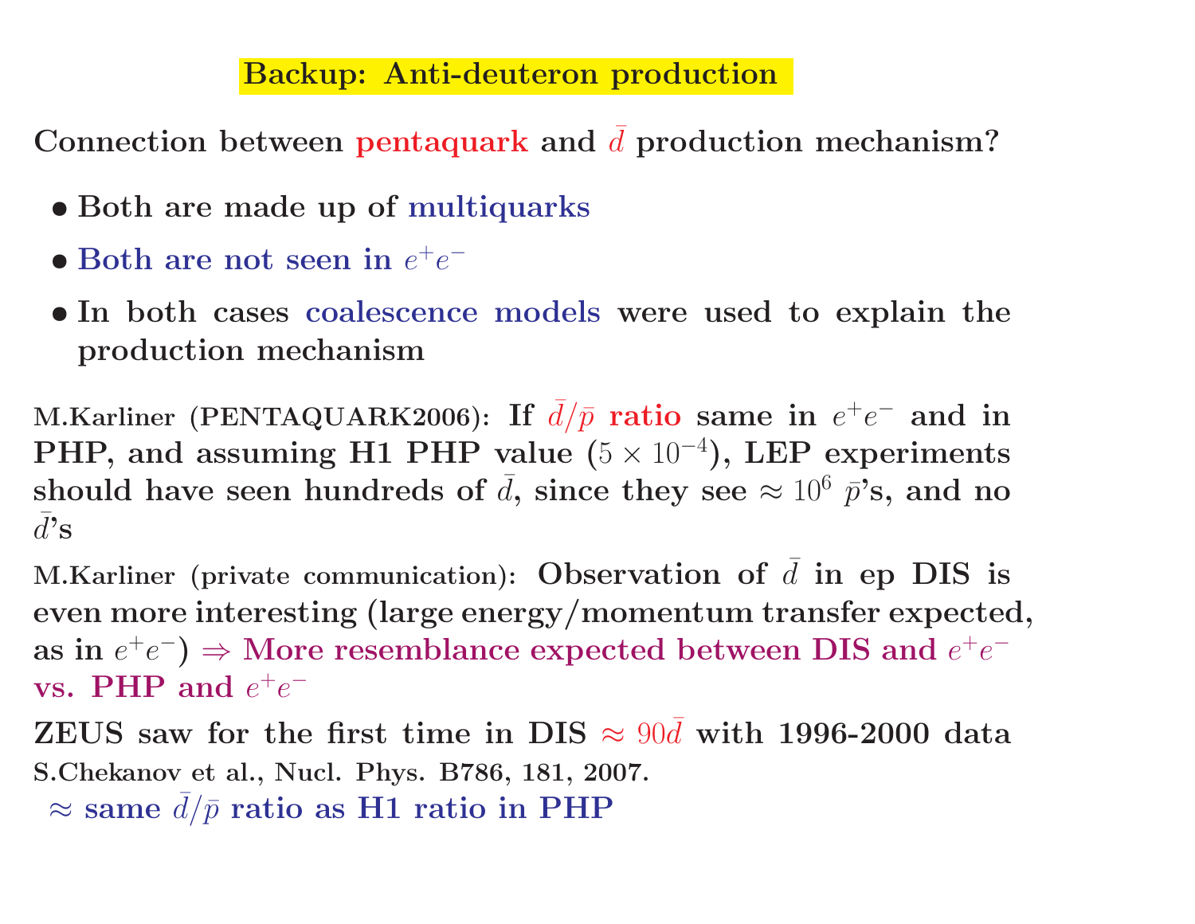## Backup: Anti-deuteron production

**Connection between pentaquark and $\bar{d}$ production mechanism?**

- **Both are made up of multiquarks**
- **Both are not seen in $e^+e^-$**
- **In both cases coalescence models were used to explain the production mechanism**

M.Karliner (PENTAQUARK2006): **If $\bar{d}/\bar{p}$ ratio same in $e^+e^-$ and in PHP, and assuming H1 PHP value ($5 \times 10^{-4}$), LEP experiments should have seen hundreds of $\bar{d}$, since they see $\approx 10^6$ $\bar{p}$'s, and no $\bar{d}$'s**

M.Karliner (private communication): **Observation of $\bar{d}$ in ep DIS is even more interesting (large energy/momentum transfer expected, as in $e^+e^-$) $\Rightarrow$ More resemblance expected between DIS and $e^+e^-$ vs. PHP and $e^+e^-$**

**ZEUS saw for the first time in DIS $\approx 90\bar{d}$ with 1996-2000 data**

S.Chekanov et al., Nucl. Phys. B786, 181, 2007.

**$\approx$ same $\bar{d}/\bar{p}$ ratio as H1 ratio in PHP**